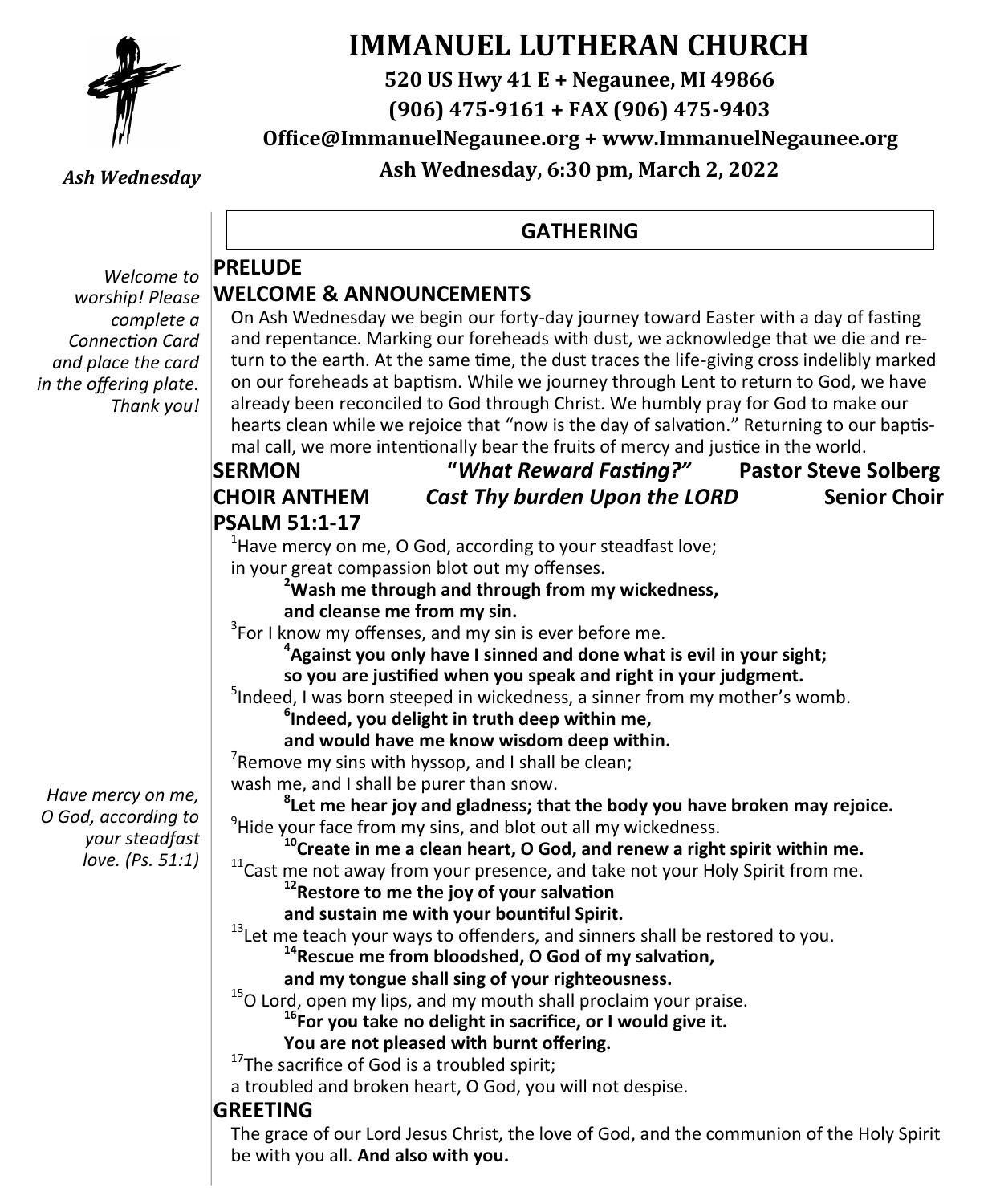# IMMANUEL LUTHERAN CHURCH

**520 US Hwy 41 E + Negaunee, MI 49866**

**(906) 475-9161 + FAX (906) 475-9403**

**Office@ImmanuelNegaunee.org + www.ImmanuelNegaunee.org**

**Ash Wednesday, 6:30 pm, March 2, 2022**

*Ash Wednesday*

## GATHERING

*Welcome to worship! Please complete a Connection Card and place the card in the offering plate. Thank you!*

### PRELUDE

### WELCOME & ANNOUNCEMENTS

On Ash Wednesday we begin our forty-day journey toward Easter with a day of fasting and repentance. Marking our foreheads with dust, we acknowledge that we die and return to the earth. At the same time, the dust traces the life-giving cross indelibly marked on our foreheads at baptism. While we journey through Lent to return to God, we have already been reconciled to God through Christ. We humbly pray for God to make our hearts clean while we rejoice that "now is the day of salvation." Returning to our baptismal call, we more intentionally bear the fruits of mercy and justice in the world.

**SERMON** **"*What Reward Fasting?"*** **Pastor Steve Solberg**

**CHOIR ANTHEM** ***Cast Thy burden Upon the LORD*** **Senior Choir**

### PSALM 51:1-17

*Have mercy on me, O God, according to your steadfast love. (Ps. 51:1)*

1 Have mercy on me, O God, according to your steadfast love;
in your great compassion blot out my offenses.

**2 Wash me through and through from my wickedness,**
**and cleanse me from my sin.**

3 For I know my offenses, and my sin is ever before me.

**4 Against you only have I sinned and done what is evil in your sight;**
**so you are justified when you speak and right in your judgment.**

5 Indeed, I was born steeped in wickedness, a sinner from my mother's womb.

**6 Indeed, you delight in truth deep within me,**
**and would have me know wisdom deep within.**

7 Remove my sins with hyssop, and I shall be clean;
wash me, and I shall be purer than snow.

**8 Let me hear joy and gladness; that the body you have broken may rejoice.**

9 Hide your face from my sins, and blot out all my wickedness.

**10 Create in me a clean heart, O God, and renew a right spirit within me.**

11 Cast me not away from your presence, and take not your Holy Spirit from me.

**12 Restore to me the joy of your salvation**
**and sustain me with your bountiful Spirit.**

13 Let me teach your ways to offenders, and sinners shall be restored to you.

**14 Rescue me from bloodshed, O God of my salvation,**
**and my tongue shall sing of your righteousness.**

15 O Lord, open my lips, and my mouth shall proclaim your praise.

**16 For you take no delight in sacrifice, or I would give it.**
**You are not pleased with burnt offering.**

17 The sacrifice of God is a troubled spirit;
a troubled and broken heart, O God, you will not despise.

### GREETING

The grace of our Lord Jesus Christ, the love of God, and the communion of the Holy Spirit be with you all. **And also with you.**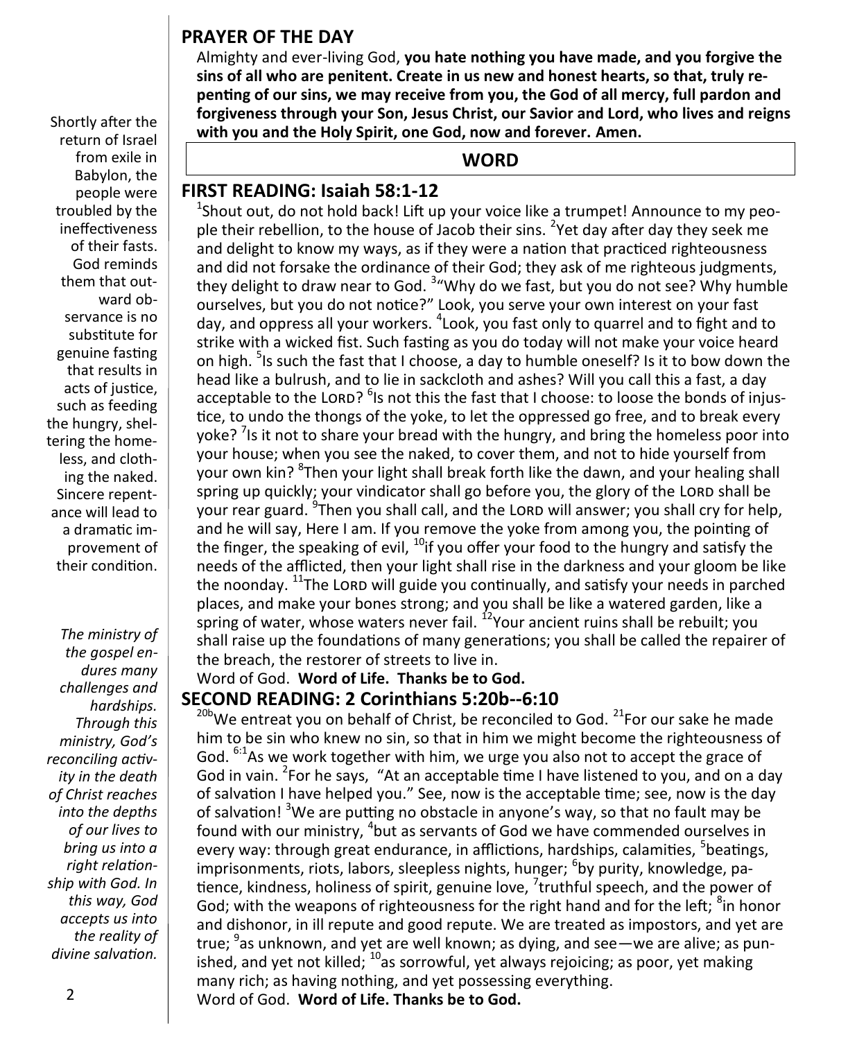## PRAYER OF THE DAY

Almighty and ever-living God, **you hate nothing you have made, and you forgive the sins of all who are penitent. Create in us new and honest hearts, so that, truly repenting of our sins, we may receive from you, the God of all mercy, full pardon and forgiveness through your Son, Jesus Christ, our Savior and Lord, who lives and reigns with you and the Holy Spirit, one God, now and forever. Amen.**

## WORD

## FIRST READING: Isaiah 58:1-12

Shortly after the return of Israel from exile in Babylon, the people were troubled by the ineffectiveness of their fasts. God reminds them that outward observance is no substitute for genuine fasting that results in acts of justice, such as feeding the hungry, sheltering the homeless, and clothing the naked. Sincere repentance will lead to a dramatic improvement of their condition.

[1]Shout out, do not hold back! Lift up your voice like a trumpet! Announce to my people their rebellion, to the house of Jacob their sins. [2]Yet day after day they seek me and delight to know my ways, as if they were a nation that practiced righteousness and did not forsake the ordinance of their God; they ask of me righteous judgments, they delight to draw near to God. [3]"Why do we fast, but you do not see? Why humble ourselves, but you do not notice?" Look, you serve your own interest on your fast day, and oppress all your workers. [4]Look, you fast only to quarrel and to fight and to strike with a wicked fist. Such fasting as you do today will not make your voice heard on high. [5]Is such the fast that I choose, a day to humble oneself? Is it to bow down the head like a bulrush, and to lie in sackcloth and ashes? Will you call this a fast, a day acceptable to the LORD? [6]Is not this the fast that I choose: to loose the bonds of injustice, to undo the thongs of the yoke, to let the oppressed go free, and to break every yoke? [7]Is it not to share your bread with the hungry, and bring the homeless poor into your house; when you see the naked, to cover them, and not to hide yourself from your own kin? [8]Then your light shall break forth like the dawn, and your healing shall spring up quickly; your vindicator shall go before you, the glory of the LORD shall be your rear guard. [9]Then you shall call, and the LORD will answer; you shall cry for help, and he will say, Here I am. If you remove the yoke from among you, the pointing of the finger, the speaking of evil, [10]if you offer your food to the hungry and satisfy the needs of the afflicted, then your light shall rise in the darkness and your gloom be like the noonday. [11]The LORD will guide you continually, and satisfy your needs in parched places, and make your bones strong; and you shall be like a watered garden, like a spring of water, whose waters never fail. [12]Your ancient ruins shall be rebuilt; you shall raise up the foundations of many generations; you shall be called the repairer of the breach, the restorer of streets to live in.

Word of God. **Word of Life. Thanks be to God.**

## SECOND READING: 2 Corinthians 5:20b--6:10

*The ministry of the gospel endures many challenges and hardships. Through this ministry, God's reconciling activity in the death of Christ reaches into the depths of our lives to bring us into a right relationship with God. In this way, God accepts us into the reality of divine salvation.*

[20b]We entreat you on behalf of Christ, be reconciled to God. [21]For our sake he made him to be sin who knew no sin, so that in him we might become the righteousness of God. [6:1]As we work together with him, we urge you also not to accept the grace of God in vain. [2]For he says, "At an acceptable time I have listened to you, and on a day of salvation I have helped you." See, now is the acceptable time; see, now is the day of salvation! [3]We are putting no obstacle in anyone's way, so that no fault may be found with our ministry, [4]but as servants of God we have commended ourselves in every way: through great endurance, in afflictions, hardships, calamities, [5]beatings, imprisonments, riots, labors, sleepless nights, hunger; [6]by purity, knowledge, patience, kindness, holiness of spirit, genuine love, [7]truthful speech, and the power of God; with the weapons of righteousness for the right hand and for the left; [8]in honor and dishonor, in ill repute and good repute. We are treated as impostors, and yet are true; [9]as unknown, and yet are well known; as dying, and see—we are alive; as punished, and yet not killed; [10]as sorrowful, yet always rejoicing; as poor, yet making many rich; as having nothing, and yet possessing everything.

Word of God. **Word of Life. Thanks be to God.**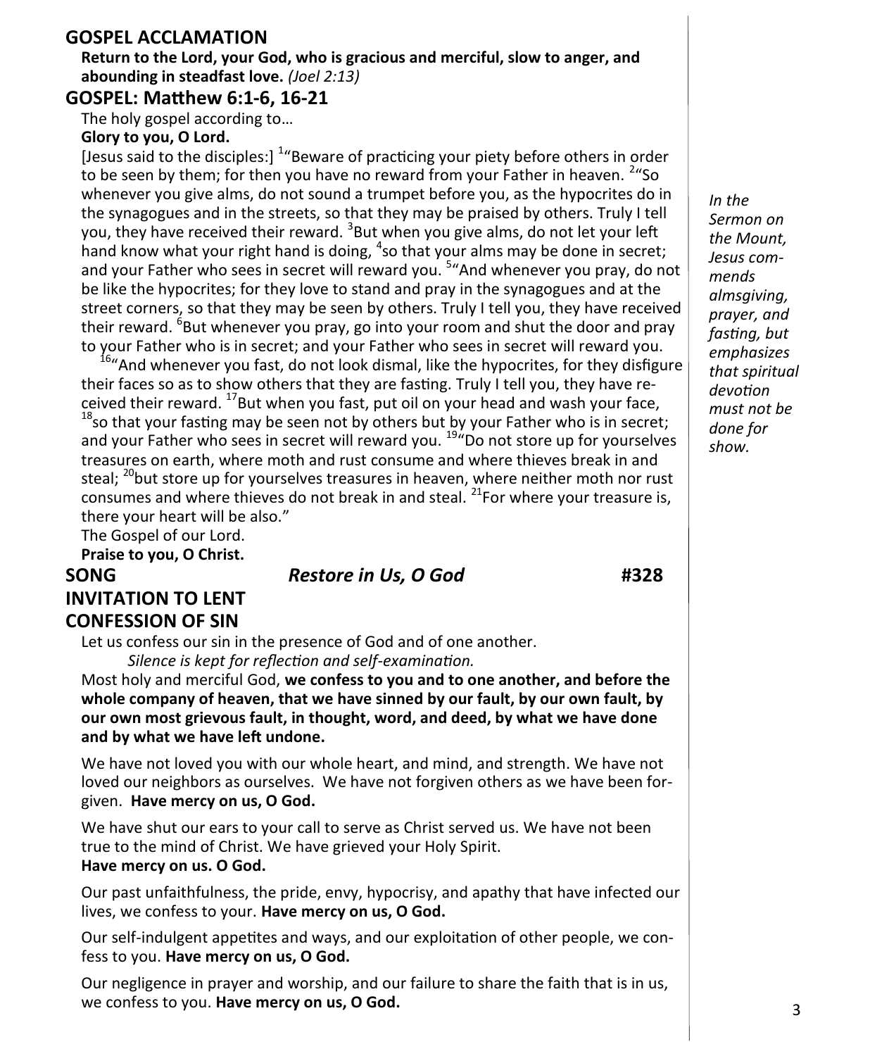## GOSPEL ACCLAMATION

**Return to the Lord, your God, who is gracious and merciful, slow to anger, and abounding in steadfast love.** *(Joel 2:13)*

## GOSPEL: Matthew 6:1-6, 16-21

The holy gospel according to…

**Glory to you, O Lord.**

[Jesus said to the disciples:] [1]"Beware of practicing your piety before others in order to be seen by them; for then you have no reward from your Father in heaven. [2]"So whenever you give alms, do not sound a trumpet before you, as the hypocrites do in the synagogues and in the streets, so that they may be praised by others. Truly I tell you, they have received their reward. [3]But when you give alms, do not let your left hand know what your right hand is doing, [4]so that your alms may be done in secret; and your Father who sees in secret will reward you. [5]"And whenever you pray, do not be like the hypocrites; for they love to stand and pray in the synagogues and at the street corners, so that they may be seen by others. Truly I tell you, they have received their reward. [6]But whenever you pray, go into your room and shut the door and pray to your Father who is in secret; and your Father who sees in secret will reward you.

[16]"And whenever you fast, do not look dismal, like the hypocrites, for they disfigure their faces so as to show others that they are fasting. Truly I tell you, they have received their reward. [17]But when you fast, put oil on your head and wash your face, [18]so that your fasting may be seen not by others but by your Father who is in secret; and your Father who sees in secret will reward you. [19]"Do not store up for yourselves treasures on earth, where moth and rust consume and where thieves break in and steal; [20]but store up for yourselves treasures in heaven, where neither moth nor rust consumes and where thieves do not break in and steal. [21]For where your treasure is, there your heart will be also."

The Gospel of our Lord.

**Praise to you, O Christ.**

*In the Sermon on the Mount, Jesus commends almsgiving, prayer, and fasting, but emphasizes that spiritual devotion must not be done for show.*

## SONG *Restore in Us, O God* #328

## INVITATION TO LENT

## CONFESSION OF SIN

Let us confess our sin in the presence of God and of one another.

*Silence is kept for reflection and self-examination.*

Most holy and merciful God, **we confess to you and to one another, and before the whole company of heaven, that we have sinned by our fault, by our own fault, by our own most grievous fault, in thought, word, and deed, by what we have done and by what we have left undone.**

We have not loved you with our whole heart, and mind, and strength. We have not loved our neighbors as ourselves. We have not forgiven others as we have been forgiven. **Have mercy on us, O God.**

We have shut our ears to your call to serve as Christ served us. We have not been true to the mind of Christ. We have grieved your Holy Spirit.
**Have mercy on us. O God.**

Our past unfaithfulness, the pride, envy, hypocrisy, and apathy that have infected our lives, we confess to your. **Have mercy on us, O God.**

Our self-indulgent appetites and ways, and our exploitation of other people, we confess to you. **Have mercy on us, O God.**

Our negligence in prayer and worship, and our failure to share the faith that is in us, we confess to you. **Have mercy on us, O God.**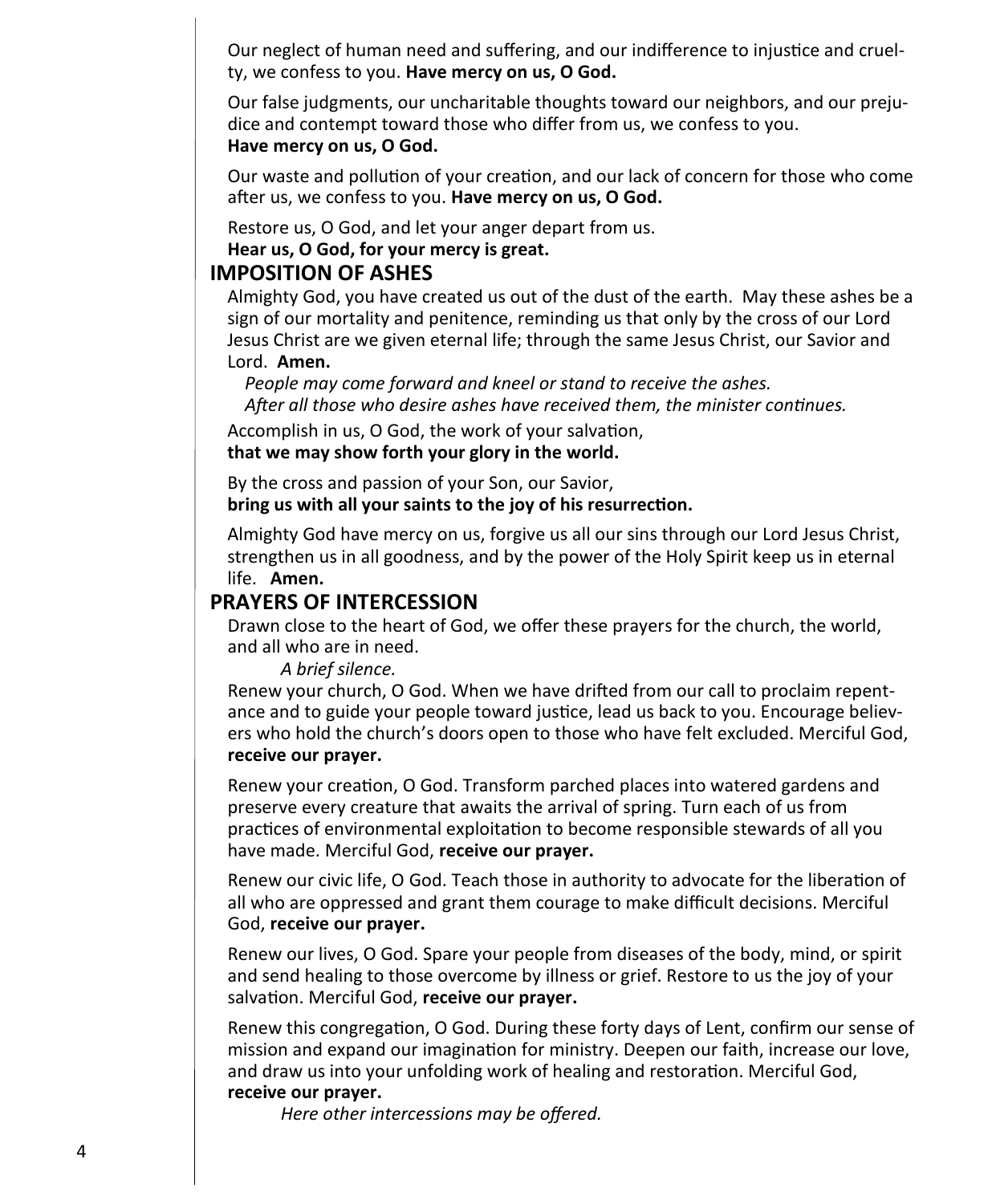Our neglect of human need and suffering, and our indifference to injustice and cruelty, we confess to you. **Have mercy on us, O God.**

Our false judgments, our uncharitable thoughts toward our neighbors, and our prejudice and contempt toward those who differ from us, we confess to you.
**Have mercy on us, O God.**

Our waste and pollution of your creation, and our lack of concern for those who come after us, we confess to you. **Have mercy on us, O God.**

Restore us, O God, and let your anger depart from us.
**Hear us, O God, for your mercy is great.**

## IMPOSITION OF ASHES

Almighty God, you have created us out of the dust of the earth. May these ashes be a sign of our mortality and penitence, reminding us that only by the cross of our Lord Jesus Christ are we given eternal life; through the same Jesus Christ, our Savior and Lord. **Amen.**

*People may come forward and kneel or stand to receive the ashes.*
*After all those who desire ashes have received them, the minister continues.*

Accomplish in us, O God, the work of your salvation,
**that we may show forth your glory in the world.**

By the cross and passion of your Son, our Savior,
**bring us with all your saints to the joy of his resurrection.**

Almighty God have mercy on us, forgive us all our sins through our Lord Jesus Christ, strengthen us in all goodness, and by the power of the Holy Spirit keep us in eternal life. **Amen.**

## PRAYERS OF INTERCESSION

Drawn close to the heart of God, we offer these prayers for the church, the world, and all who are in need.

*A brief silence.*

Renew your church, O God. When we have drifted from our call to proclaim repentance and to guide your people toward justice, lead us back to you. Encourage believers who hold the church's doors open to those who have felt excluded. Merciful God, **receive our prayer.**

Renew your creation, O God. Transform parched places into watered gardens and preserve every creature that awaits the arrival of spring. Turn each of us from practices of environmental exploitation to become responsible stewards of all you have made. Merciful God, **receive our prayer.**

Renew our civic life, O God. Teach those in authority to advocate for the liberation of all who are oppressed and grant them courage to make difficult decisions. Merciful God, **receive our prayer.**

Renew our lives, O God. Spare your people from diseases of the body, mind, or spirit and send healing to those overcome by illness or grief. Restore to us the joy of your salvation. Merciful God, **receive our prayer.**

Renew this congregation, O God. During these forty days of Lent, confirm our sense of mission and expand our imagination for ministry. Deepen our faith, increase our love, and draw us into your unfolding work of healing and restoration. Merciful God, **receive our prayer.**

*Here other intercessions may be offered.*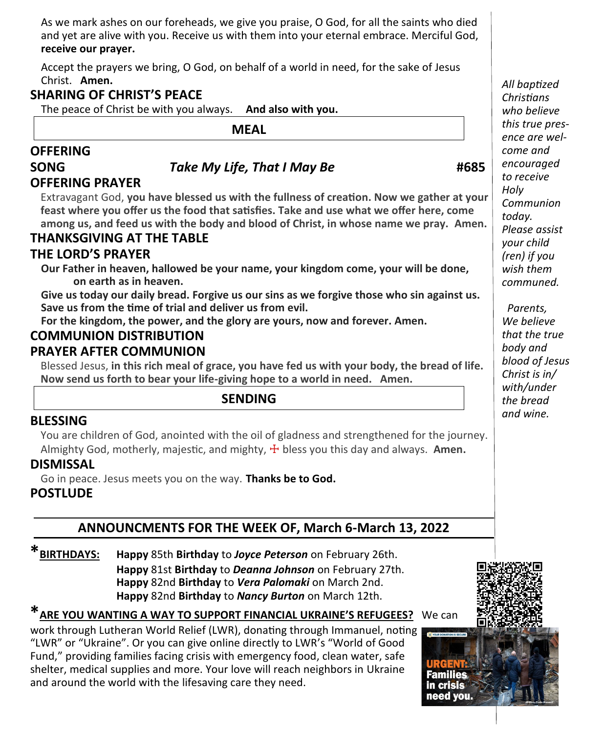As we mark ashes on our foreheads, we give you praise, O God, for all the saints who died and yet are alive with you. Receive us with them into your eternal embrace. Merciful God, **receive our prayer.**

Accept the prayers we bring, O God, on behalf of a world in need, for the sake of Jesus Christ. **Amen.**

## SHARING OF CHRIST'S PEACE

The peace of Christ be with you always. **And also with you.**

## MEAL

## OFFERING

## SONG *Take My Life, That I May Be* #685

## OFFERING PRAYER

Extravagant God, **you have blessed us with the fullness of creation. Now we gather at your feast where you offer us the food that satisfies. Take and use what we offer here, come among us, and feed us with the body and blood of Christ, in whose name we pray. Amen.**

## THANKSGIVING AT THE TABLE

## THE LORD'S PRAYER

**Our Father in heaven, hallowed be your name, your kingdom come, your will be done, on earth as in heaven.**
**Give us today our daily bread. Forgive us our sins as we forgive those who sin against us. Save us from the time of trial and deliver us from evil.**
**For the kingdom, the power, and the glory are yours, now and forever. Amen.**

## COMMUNION DISTRIBUTION

## PRAYER AFTER COMMUNION

Blessed Jesus, **in this rich meal of grace, you have fed us with your body, the bread of life. Now send us forth to bear your life-giving hope to a world in need. Amen.**

*All baptized Christians who believe this true presence are welcome and encouraged to receive Holy Communion today. Please assist your child (ren) if you wish them communed.*

*Parents, We believe that the true body and blood of Jesus Christ is in/ with/under the bread and wine.*

## SENDING

## BLESSING

You are children of God, anointed with the oil of gladness and strengthened for the journey. Almighty God, motherly, majestic, and mighty, ☩ bless you this day and always. **Amen.**

## DISMISSAL

Go in peace. Jesus meets you on the way. **Thanks be to God.**

## POSTLUDE

## ANNOUNCMENTS FOR THE WEEK OF, March 6-March 13, 2022

***BIRTHDAYS:**

**Happy** 85th **Birthday** to ***Joyce Peterson*** on February 26th.
**Happy** 81st **Birthday** to ***Deanna Johnson*** on February 27th.
**Happy** 82nd **Birthday** to ***Vera Palomaki*** on March 2nd.
**Happy** 82nd **Birthday** to ***Nancy Burton*** on March 12th.

***ARE YOU WANTING A WAY TO SUPPORT FINANCIAL UKRAINE'S REFUGEES?** We can work through Lutheran World Relief (LWR), donating through Immanuel, noting "LWR" or "Ukraine". Or you can give online directly to LWR's "World of Good Fund," providing families facing crisis with emergency food, clean water, safe shelter, medical supplies and more. Your love will reach neighbors in Ukraine and around the world with the lifesaving care they need.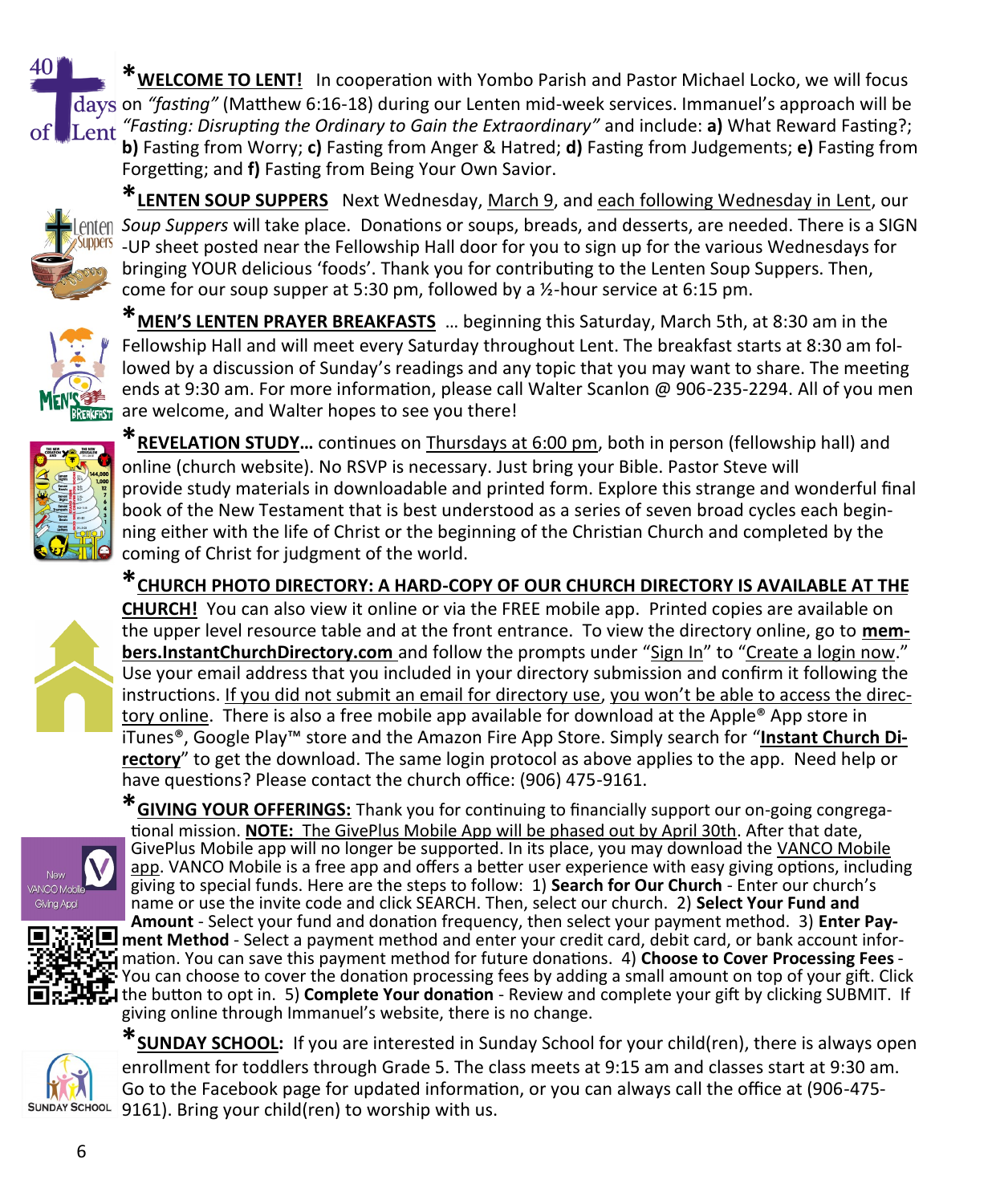***WELCOME TO LENT!*** In cooperation with Yombo Parish and Pastor Michael Locko, we will focus on *"fasting"* (Matthew 6:16-18) during our Lenten mid-week services. Immanuel's approach will be *"Fasting: Disrupting the Ordinary to Gain the Extraordinary"* and include: **a)** What Reward Fasting?; **b)** Fasting from Worry; **c)** Fasting from Anger & Hatred; **d)** Fasting from Judgements; **e)** Fasting from Forgetting; and **f)** Fasting from Being Your Own Savior.

***LENTEN SOUP SUPPERS*** Next Wednesday, March 9, and each following Wednesday in Lent, our *Soup Suppers* will take place. Donations or soups, breads, and desserts, are needed. There is a SIGN-UP sheet posted near the Fellowship Hall door for you to sign up for the various Wednesdays for bringing YOUR delicious 'foods'. Thank you for contributing to the Lenten Soup Suppers. Then, come for our soup supper at 5:30 pm, followed by a ½-hour service at 6:15 pm.

***MEN'S LENTEN PRAYER BREAKFASTS*** … beginning this Saturday, March 5th, at 8:30 am in the Fellowship Hall and will meet every Saturday throughout Lent. The breakfast starts at 8:30 am followed by a discussion of Sunday's readings and any topic that you may want to share. The meeting ends at 9:30 am. For more information, please call Walter Scanlon @ 906-235-2294. All of you men are welcome, and Walter hopes to see you there!

***REVELATION STUDY…*** continues on Thursdays at 6:00 pm, both in person (fellowship hall) and online (church website). No RSVP is necessary. Just bring your Bible. Pastor Steve will provide study materials in downloadable and printed form. Explore this strange and wonderful final book of the New Testament that is best understood as a series of seven broad cycles each beginning either with the life of Christ or the beginning of the Christian Church and completed by the coming of Christ for judgment of the world.

***CHURCH PHOTO DIRECTORY: A HARD-COPY OF OUR CHURCH DIRECTORY IS AVAILABLE AT THE CHURCH!*** You can also view it online or via the FREE mobile app. Printed copies are available on the upper level resource table and at the front entrance. To view the directory online, go to **members.InstantChurchDirectory.com** and follow the prompts under "Sign In" to "Create a login now." Use your email address that you included in your directory submission and confirm it following the instructions. If you did not submit an email for directory use, you won't be able to access the directory online. There is also a free mobile app available for download at the Apple® App store in iTunes®, Google Play™ store and the Amazon Fire App Store. Simply search for "**Instant Church Directory**" to get the download. The same login protocol as above applies to the app. Need help or have questions? Please contact the church office: (906) 475-9161.

***GIVING YOUR OFFERINGS:*** Thank you for continuing to financially support our on-going congregational mission. **NOTE: The GivePlus Mobile App will be phased out by April 30th**. After that date, GivePlus Mobile app will no longer be supported. In its place, you may download the VANCO Mobile app. VANCO Mobile is a free app and offers a better user experience with easy giving options, including giving to special funds. Here are the steps to follow: 1) **Search for Our Church** - Enter our church's name or use the invite code and click SEARCH. Then, select our church. 2) **Select Your Fund and Amount** - Select your fund and donation frequency, then select your payment method. 3) **Enter Payment Method** - Select a payment method and enter your credit card, debit card, or bank account information. You can save this payment method for future donations. 4) **Choose to Cover Processing Fees** - You can choose to cover the donation processing fees by adding a small amount on top of your gift. Click the button to opt in. 5) **Complete Your donation** - Review and complete your gift by clicking SUBMIT. If giving online through Immanuel's website, there is no change.

***SUNDAY SCHOOL:*** If you are interested in Sunday School for your child(ren), there is always open enrollment for toddlers through Grade 5. The class meets at 9:15 am and classes start at 9:30 am. Go to the Facebook page for updated information, or you can always call the office at (906-475-9161). Bring your child(ren) to worship with us.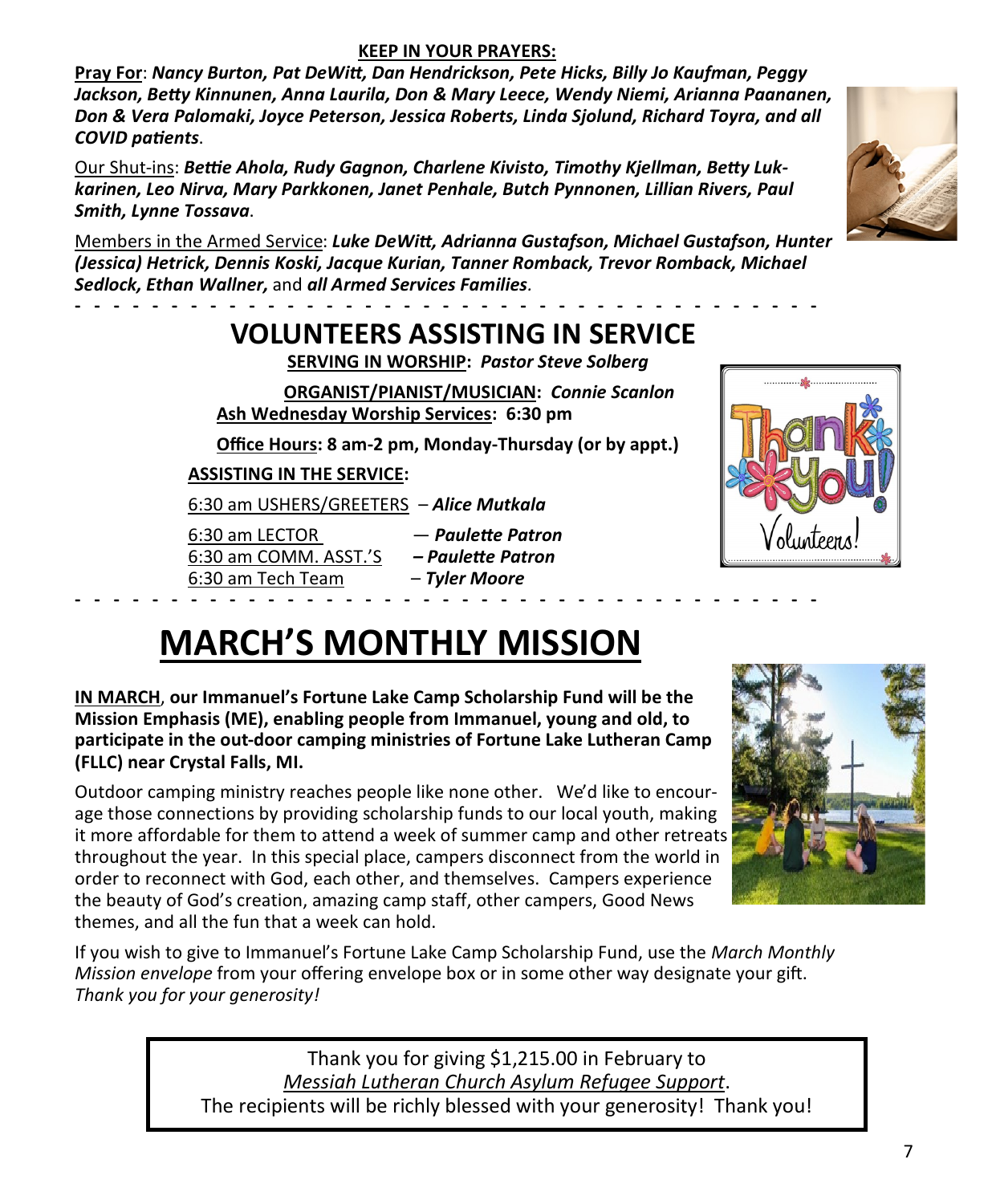**KEEP IN YOUR PRAYERS:**

**Pray For**: ***Nancy Burton, Pat DeWitt, Dan Hendrickson, Pete Hicks, Billy Jo Kaufman, Peggy Jackson, Betty Kinnunen, Anna Laurila, Don & Mary Leece, Wendy Niemi, Arianna Paananen, Don & Vera Palomaki, Joyce Peterson, Jessica Roberts, Linda Sjolund, Richard Toyra, and all COVID patients***.

Our Shut-ins: ***Bettie Ahola, Rudy Gagnon, Charlene Kivisto, Timothy Kjellman, Betty Lukkarinen, Leo Nirva, Mary Parkkonen, Janet Penhale, Butch Pynnonen, Lillian Rivers, Paul Smith, Lynne Tossava***.

Members in the Armed Service: ***Luke DeWitt, Adrianna Gustafson, Michael Gustafson, Hunter (Jessica) Hetrick, Dennis Koski, Jacque Kurian, Tanner Romback, Trevor Romback, Michael Sedlock, Ethan Wallner,*** and ***all Armed Services Families***.

# VOLUNTEERS ASSISTING IN SERVICE

**SERVING IN WORSHIP:** ***Pastor Steve Solberg***

**ORGANIST/PIANIST/MUSICIAN:** ***Connie Scanlon***

**Ash Wednesday Worship Services: 6:30 pm**

**Office Hours: 8 am-2 pm, Monday-Thursday (or by appt.)**

**ASSISTING IN THE SERVICE:**

6:30 am USHERS/GREETERS – ***Alice Mutkala***

6:30 am LECTOR — ***Paulette Patron***

6:30 am COMM. ASST.'S – ***Paulette Patron***

6:30 am Tech Team – ***Tyler Moore***

# MARCH'S MONTHLY MISSION

**IN MARCH, our Immanuel's Fortune Lake Camp Scholarship Fund will be the Mission Emphasis (ME), enabling people from Immanuel, young and old, to participate in the out-door camping ministries of Fortune Lake Lutheran Camp (FLLC) near Crystal Falls, MI.**

Outdoor camping ministry reaches people like none other. We'd like to encourage those connections by providing scholarship funds to our local youth, making it more affordable for them to attend a week of summer camp and other retreats throughout the year. In this special place, campers disconnect from the world in order to reconnect with God, each other, and themselves. Campers experience the beauty of God's creation, amazing camp staff, other campers, Good News themes, and all the fun that a week can hold.

If you wish to give to Immanuel's Fortune Lake Camp Scholarship Fund, use the *March Monthly Mission envelope* from your offering envelope box or in some other way designate your gift. *Thank you for your generosity!*

Thank you for giving $1,215.00 in February to *Messiah Lutheran Church Asylum Refugee Support*. The recipients will be richly blessed with your generosity! Thank you!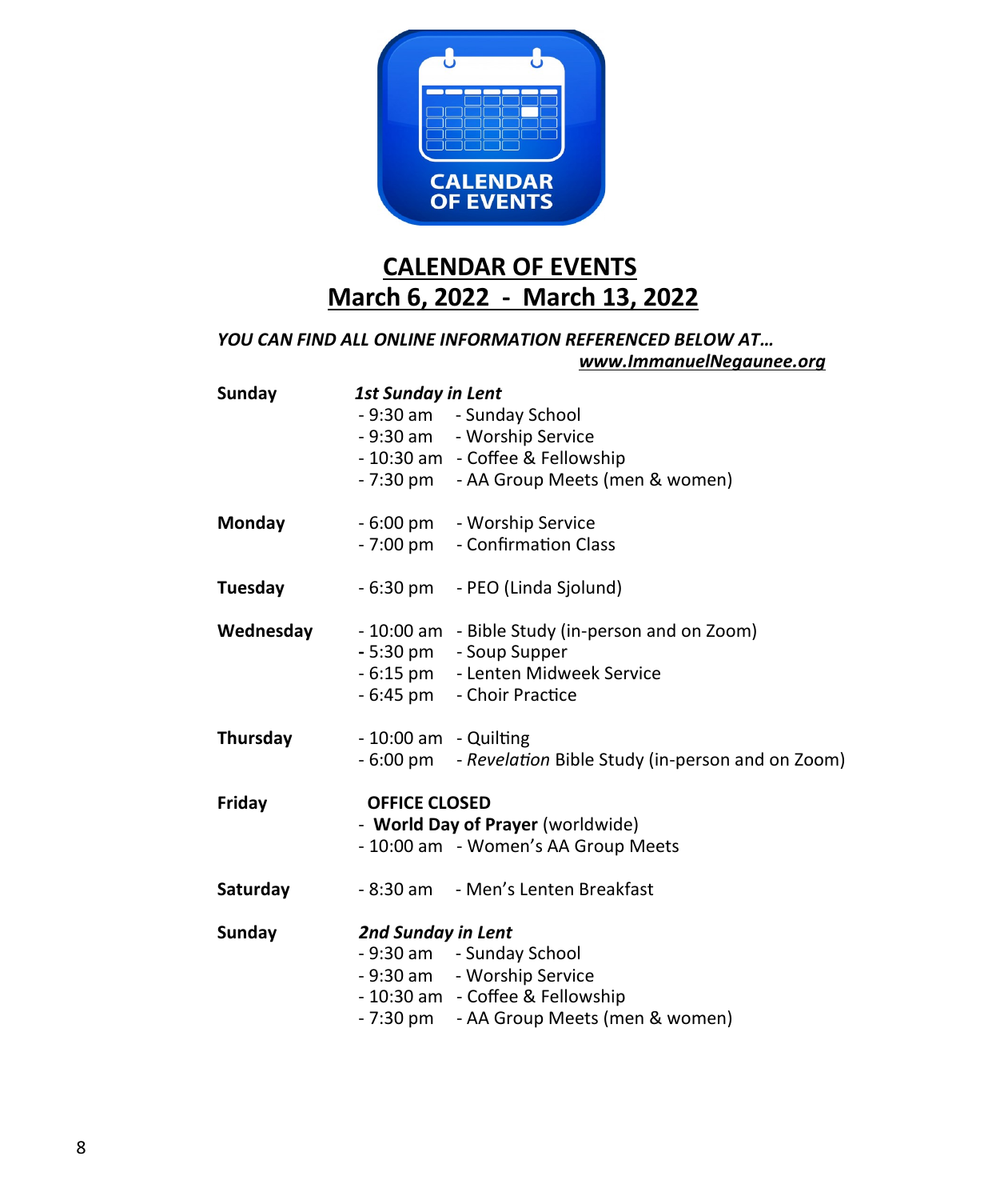# CALENDAR OF EVENTS
## March 6, 2022 - March 13, 2022

***YOU CAN FIND ALL ONLINE INFORMATION REFERENCED BELOW AT…***
***www.ImmanuelNegaunee.org***

**Sunday** — ***1st Sunday in Lent***
- 9:30 am - Sunday School
- 9:30 am - Worship Service
- 10:30 am - Coffee & Fellowship
- 7:30 pm - AA Group Meets (men & women)

**Monday**
- 6:00 pm - Worship Service
- 7:00 pm - Confirmation Class

**Tuesday**
- 6:30 pm - PEO (Linda Sjolund)

**Wednesday**
- 10:00 am - Bible Study (in-person and on Zoom)
- 5:30 pm - Soup Supper
- 6:15 pm - Lenten Midweek Service
- 6:45 pm - Choir Practice

**Thursday**
- 10:00 am - Quilting
- 6:00 pm - *Revelation* Bible Study (in-person and on Zoom)

**Friday** — **OFFICE CLOSED**
- **World Day of Prayer** (worldwide)
- 10:00 am - Women's AA Group Meets

**Saturday**
- 8:30 am - Men's Lenten Breakfast

**Sunday** — ***2nd Sunday in Lent***
- 9:30 am - Sunday School
- 9:30 am - Worship Service
- 10:30 am - Coffee & Fellowship
- 7:30 pm - AA Group Meets (men & women)